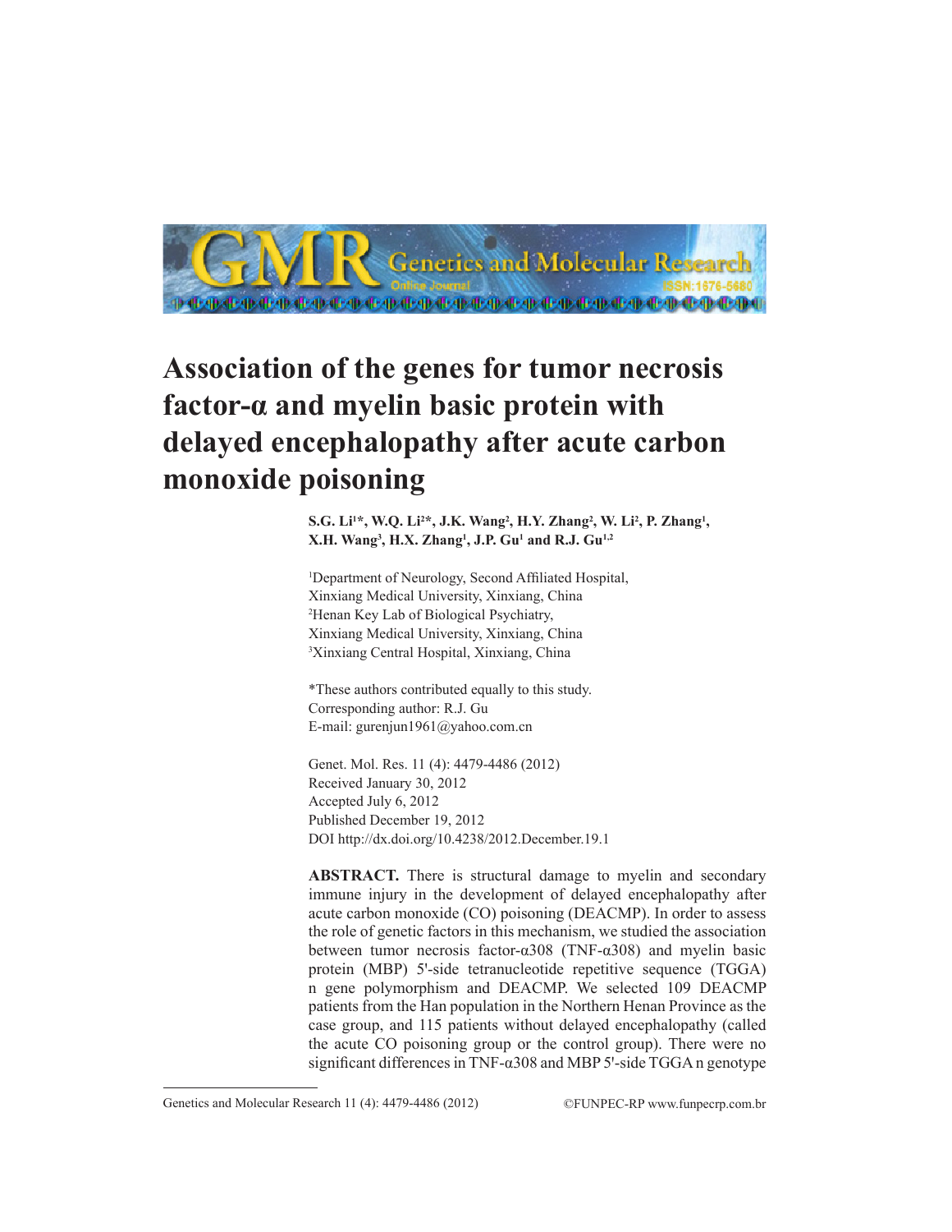# Association of the genes for tumor necrosis factor-α and myelin basic protein with delayed encephalopathy after acute carbon monoxide poisoning

**S.G. Li[1]*, W.Q. Li[2]*, J.K. Wang[2], H.Y. Zhang[2], W. Li[2], P. Zhang[1], X.H. Wang[3], H.X. Zhang[1], J.P. Gu[1] and R.J. Gu[1,2]**

[1]Department of Neurology, Second Affiliated Hospital, Xinxiang Medical University, Xinxiang, China
[2]Henan Key Lab of Biological Psychiatry, Xinxiang Medical University, Xinxiang, China
[3]Xinxiang Central Hospital, Xinxiang, China

*These authors contributed equally to this study.
Corresponding author: R.J. Gu
E-mail: gurenjun1961@yahoo.com.cn

Genet. Mol. Res. 11 (4): 4479-4486 (2012)
Received January 30, 2012
Accepted July 6, 2012
Published December 19, 2012
DOI http://dx.doi.org/10.4238/2012.December.19.1

**ABSTRACT.** There is structural damage to myelin and secondary immune injury in the development of delayed encephalopathy after acute carbon monoxide (CO) poisoning (DEACMP). In order to assess the role of genetic factors in this mechanism, we studied the association between tumor necrosis factor-α308 (TNF-α308) and myelin basic protein (MBP) 5'-side tetranucleotide repetitive sequence (TGGA) n gene polymorphism and DEACMP. We selected 109 DEACMP patients from the Han population in the Northern Henan Province as the case group, and 115 patients without delayed encephalopathy (called the acute CO poisoning group or the control group). There were no significant differences in TNF-α308 and MBP 5'-side TGGA n genotype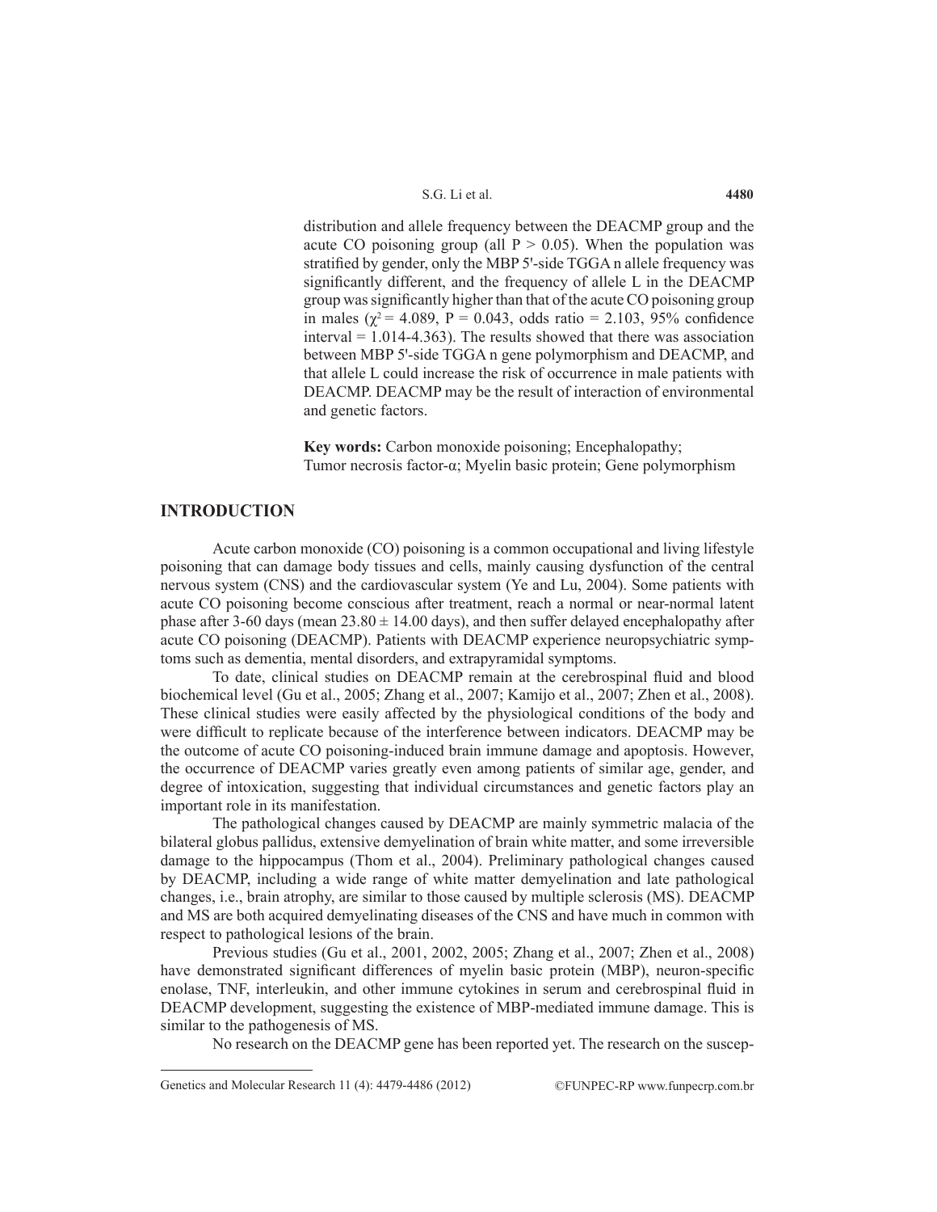distribution and allele frequency between the DEACMP group and the acute CO poisoning group (all $P > 0.05$). When the population was stratified by gender, only the MBP 5'-side TGGA n allele frequency was significantly different, and the frequency of allele L in the DEACMP group was significantly higher than that of the acute CO poisoning group in males ($\chi^2 = 4.089$, $P = 0.043$, odds ratio = 2.103, 95% confidence interval = 1.014-4.363). The results showed that there was association between MBP 5'-side TGGA n gene polymorphism and DEACMP, and that allele L could increase the risk of occurrence in male patients with DEACMP. DEACMP may be the result of interaction of environmental and genetic factors.

**Key words:** Carbon monoxide poisoning; Encephalopathy; Tumor necrosis factor-α; Myelin basic protein; Gene polymorphism

## INTRODUCTION

Acute carbon monoxide (CO) poisoning is a common occupational and living lifestyle poisoning that can damage body tissues and cells, mainly causing dysfunction of the central nervous system (CNS) and the cardiovascular system (Ye and Lu, 2004). Some patients with acute CO poisoning become conscious after treatment, reach a normal or near-normal latent phase after 3-60 days (mean $23.80 \pm 14.00$ days), and then suffer delayed encephalopathy after acute CO poisoning (DEACMP). Patients with DEACMP experience neuropsychiatric symptoms such as dementia, mental disorders, and extrapyramidal symptoms.

To date, clinical studies on DEACMP remain at the cerebrospinal fluid and blood biochemical level (Gu et al., 2005; Zhang et al., 2007; Kamijo et al., 2007; Zhen et al., 2008). These clinical studies were easily affected by the physiological conditions of the body and were difficult to replicate because of the interference between indicators. DEACMP may be the outcome of acute CO poisoning-induced brain immune damage and apoptosis. However, the occurrence of DEACMP varies greatly even among patients of similar age, gender, and degree of intoxication, suggesting that individual circumstances and genetic factors play an important role in its manifestation.

The pathological changes caused by DEACMP are mainly symmetric malacia of the bilateral globus pallidus, extensive demyelination of brain white matter, and some irreversible damage to the hippocampus (Thom et al., 2004). Preliminary pathological changes caused by DEACMP, including a wide range of white matter demyelination and late pathological changes, i.e., brain atrophy, are similar to those caused by multiple sclerosis (MS). DEACMP and MS are both acquired demyelinating diseases of the CNS and have much in common with respect to pathological lesions of the brain.

Previous studies (Gu et al., 2001, 2002, 2005; Zhang et al., 2007; Zhen et al., 2008) have demonstrated significant differences of myelin basic protein (MBP), neuron-specific enolase, TNF, interleukin, and other immune cytokines in serum and cerebrospinal fluid in DEACMP development, suggesting the existence of MBP-mediated immune damage. This is similar to the pathogenesis of MS.

No research on the DEACMP gene has been reported yet. The research on the suscep-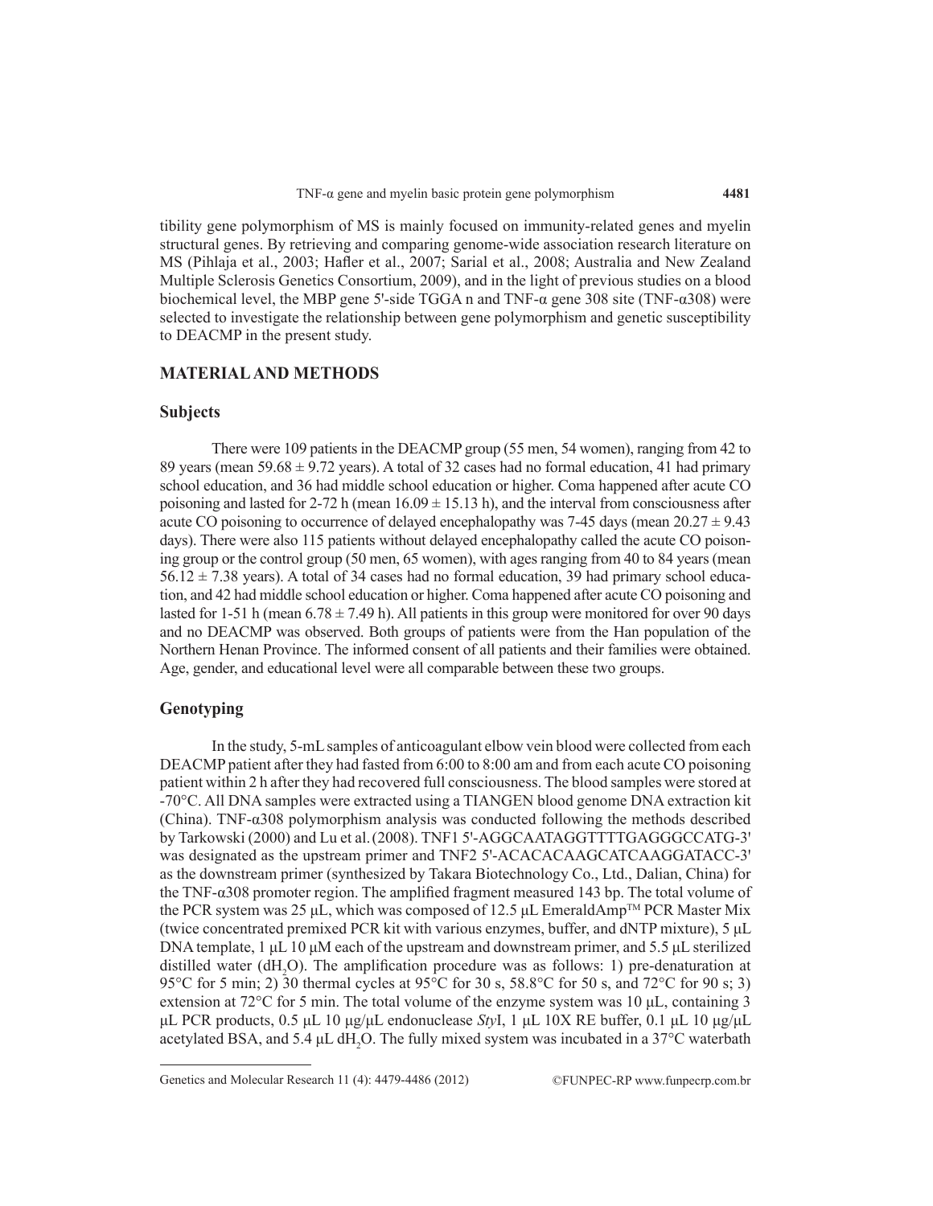tibility gene polymorphism of MS is mainly focused on immunity-related genes and myelin structural genes. By retrieving and comparing genome-wide association research literature on MS (Pihlaja et al., 2003; Hafler et al., 2007; Sarial et al., 2008; Australia and New Zealand Multiple Sclerosis Genetics Consortium, 2009), and in the light of previous studies on a blood biochemical level, the MBP gene 5'-side TGGA n and TNF-α gene 308 site (TNF-α308) were selected to investigate the relationship between gene polymorphism and genetic susceptibility to DEACMP in the present study.

## MATERIAL AND METHODS

### Subjects

There were 109 patients in the DEACMP group (55 men, 54 women), ranging from 42 to 89 years (mean 59.68 ± 9.72 years). A total of 32 cases had no formal education, 41 had primary school education, and 36 had middle school education or higher. Coma happened after acute CO poisoning and lasted for 2-72 h (mean 16.09 ± 15.13 h), and the interval from consciousness after acute CO poisoning to occurrence of delayed encephalopathy was 7-45 days (mean 20.27 ± 9.43 days). There were also 115 patients without delayed encephalopathy called the acute CO poisoning group or the control group (50 men, 65 women), with ages ranging from 40 to 84 years (mean 56.12 ± 7.38 years). A total of 34 cases had no formal education, 39 had primary school education, and 42 had middle school education or higher. Coma happened after acute CO poisoning and lasted for 1-51 h (mean 6.78 ± 7.49 h). All patients in this group were monitored for over 90 days and no DEACMP was observed. Both groups of patients were from the Han population of the Northern Henan Province. The informed consent of all patients and their families were obtained. Age, gender, and educational level were all comparable between these two groups.

### Genotyping

In the study, 5-mL samples of anticoagulant elbow vein blood were collected from each DEACMP patient after they had fasted from 6:00 to 8:00 am and from each acute CO poisoning patient within 2 h after they had recovered full consciousness. The blood samples were stored at -70°C. All DNA samples were extracted using a TIANGEN blood genome DNA extraction kit (China). TNF-α308 polymorphism analysis was conducted following the methods described by Tarkowski (2000) and Lu et al. (2008). TNF1 5'-AGGCAATAGGTTTTGAGGGCCATG-3' was designated as the upstream primer and TNF2 5'-ACACACAAGCATCAAGGATACC-3' as the downstream primer (synthesized by Takara Biotechnology Co., Ltd., Dalian, China) for the TNF-α308 promoter region. The amplified fragment measured 143 bp. The total volume of the PCR system was 25 µL, which was composed of 12.5 µL EmeraldAmp™ PCR Master Mix (twice concentrated premixed PCR kit with various enzymes, buffer, and dNTP mixture), 5 µL DNA template, 1 µL 10 µM each of the upstream and downstream primer, and 5.5 µL sterilized distilled water ($dH_2O$). The amplification procedure was as follows: 1) pre-denaturation at 95°C for 5 min; 2) 30 thermal cycles at 95°C for 30 s, 58.8°C for 50 s, and 72°C for 90 s; 3) extension at 72°C for 5 min. The total volume of the enzyme system was 10 µL, containing 3 µL PCR products, 0.5 µL 10 µg/µL endonuclease *Sty*I, 1 µL 10X RE buffer, 0.1 µL 10 µg/µL acetylated BSA, and 5.4 µL $dH_2O$. The fully mixed system was incubated in a 37°C waterbath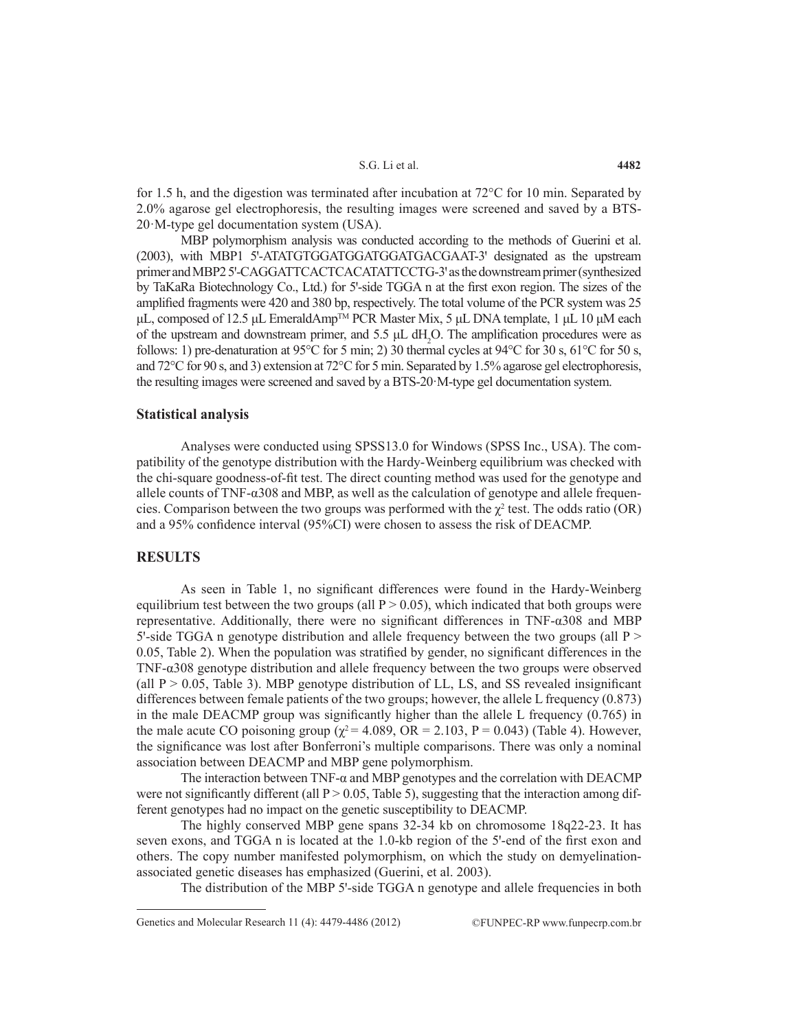for 1.5 h, and the digestion was terminated after incubation at 72°C for 10 min. Separated by 2.0% agarose gel electrophoresis, the resulting images were screened and saved by a BTS-20·M-type gel documentation system (USA).

MBP polymorphism analysis was conducted according to the methods of Guerini et al. (2003), with MBP1 5'-ATATGTGGATGGATGGATGACGAAT-3' designated as the upstream primer and MBP2 5'-CAGGATTCACTCACATATTCCTG-3' as the downstream primer (synthesized by TaKaRa Biotechnology Co., Ltd.) for 5'-side TGGA n at the first exon region. The sizes of the amplified fragments were 420 and 380 bp, respectively. The total volume of the PCR system was 25 μL, composed of 12.5 μL EmeraldAmp™ PCR Master Mix, 5 μL DNA template, 1 μL 10 μM each of the upstream and downstream primer, and 5.5 μL $dH_2O$. The amplification procedures were as follows: 1) pre-denaturation at 95°C for 5 min; 2) 30 thermal cycles at 94°C for 30 s, 61°C for 50 s, and 72°C for 90 s, and 3) extension at 72°C for 5 min. Separated by 1.5% agarose gel electrophoresis, the resulting images were screened and saved by a BTS-20·M-type gel documentation system.

## Statistical analysis

Analyses were conducted using SPSS13.0 for Windows (SPSS Inc., USA). The compatibility of the genotype distribution with the Hardy-Weinberg equilibrium was checked with the chi-square goodness-of-fit test. The direct counting method was used for the genotype and allele counts of TNF-α308 and MBP, as well as the calculation of genotype and allele frequencies. Comparison between the two groups was performed with the $\chi^2$ test. The odds ratio (OR) and a 95% confidence interval (95%CI) were chosen to assess the risk of DEACMP.

## RESULTS

As seen in Table 1, no significant differences were found in the Hardy-Weinberg equilibrium test between the two groups (all $P > 0.05$), which indicated that both groups were representative. Additionally, there were no significant differences in TNF-α308 and MBP 5'-side TGGA n genotype distribution and allele frequency between the two groups (all $P > 0.05$, Table 2). When the population was stratified by gender, no significant differences in the TNF-α308 genotype distribution and allele frequency between the two groups were observed (all $P > 0.05$, Table 3). MBP genotype distribution of LL, LS, and SS revealed insignificant differences between female patients of the two groups; however, the allele L frequency (0.873) in the male DEACMP group was significantly higher than the allele L frequency (0.765) in the male acute CO poisoning group ($\chi^2 = 4.089$, OR = 2.103, $P = 0.043$) (Table 4). However, the significance was lost after Bonferroni's multiple comparisons. There was only a nominal association between DEACMP and MBP gene polymorphism.

The interaction between TNF-α and MBP genotypes and the correlation with DEACMP were not significantly different (all $P > 0.05$, Table 5), suggesting that the interaction among different genotypes had no impact on the genetic susceptibility to DEACMP.

The highly conserved MBP gene spans 32-34 kb on chromosome 18q22-23. It has seven exons, and TGGA n is located at the 1.0-kb region of the 5'-end of the first exon and others. The copy number manifested polymorphism, on which the study on demyelination-associated genetic diseases has emphasized (Guerini, et al. 2003).

The distribution of the MBP 5'-side TGGA n genotype and allele frequencies in both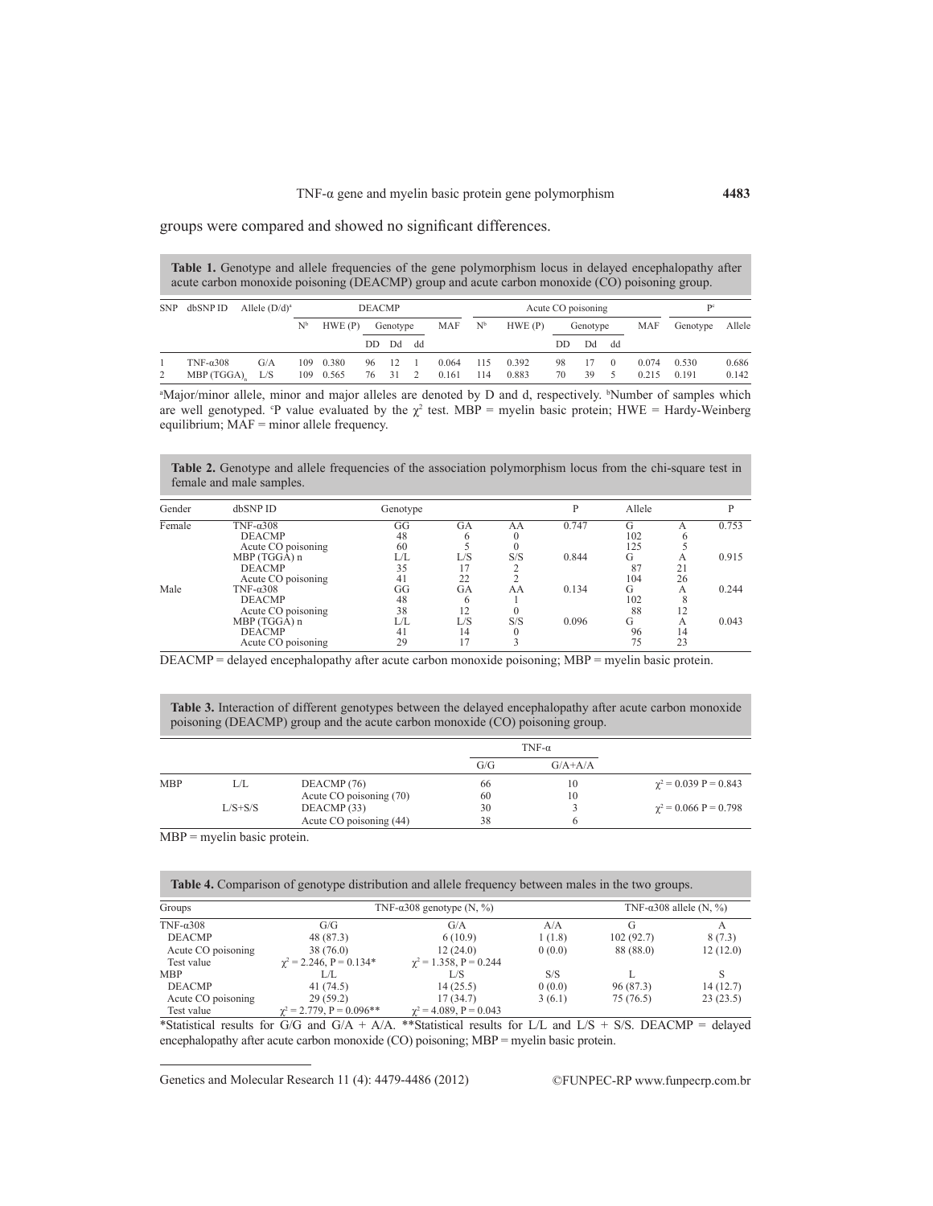groups were compared and showed no significant differences.

**Table 1.** Genotype and allele frequencies of the gene polymorphism locus in delayed encephalopathy after acute carbon monoxide poisoning (DEACMP) group and acute carbon monoxide (CO) poisoning group.

| SNP | dbSNP ID | Allele (D/d)[a] | DEACMP | | | | | | Acute CO poisoning | | | | | | P[c] | |
|---|---|---|---|---|---|---|---|---|---|---|---|---|---|---|---|---|
| | | | N[b] | HWE (P) | Genotype | | | MAF | N[b] | HWE (P) | Genotype | | | MAF | Genotype | Allele |
| | | | | | DD | Dd | dd | | | | DD | Dd | dd | | | |
| 1 | TNF-α308 | G/A | 109 | 0.380 | 96 | 12 | 1 | 0.064 | 115 | 0.392 | 98 | 17 | 0 | 0.074 | 0.530 | 0.686 |
| 2 | MBP $(TGGA)_n$ | L/S | 109 | 0.565 | 76 | 31 | 2 | 0.161 | 114 | 0.883 | 70 | 39 | 5 | 0.215 | 0.191 | 0.142 |

[a]Major/minor allele, minor and major alleles are denoted by D and d, respectively. [b]Number of samples which are well genotyped. [c]P value evaluated by the $\chi^2$ test. MBP = myelin basic protein; HWE = Hardy-Weinberg equilibrium; MAF = minor allele frequency.

**Table 2.** Genotype and allele frequencies of the association polymorphism locus from the chi-square test in female and male samples.

| Gender | dbSNP ID | Genotype | | | P | Allele | | P |
|---|---|---|---|---|---|---|---|---|
| Female | TNF-α308 | GG | GA | AA | 0.747 | G | A | 0.753 |
| | DEACMP | 48 | 6 | 0 | | 102 | 6 | |
| | Acute CO poisoning | 60 | 5 | 0 | | 125 | 5 | |
| | MBP (TGGA) n | L/L | L/S | S/S | 0.844 | G | A | 0.915 |
| | DEACMP | 35 | 17 | 2 | | 87 | 21 | |
| | Acute CO poisoning | 41 | 22 | 2 | | 104 | 26 | |
| Male | TNF-α308 | GG | GA | AA | 0.134 | G | A | 0.244 |
| | DEACMP | 48 | 6 | 1 | | 102 | 8 | |
| | Acute CO poisoning | 38 | 12 | 0 | | 88 | 12 | |
| | MBP (TGGA) n | L/L | L/S | S/S | 0.096 | G | A | 0.043 |
| | DEACMP | 41 | 14 | 0 | | 96 | 14 | |
| | Acute CO poisoning | 29 | 17 | 3 | | 75 | 23 | |

DEACMP = delayed encephalopathy after acute carbon monoxide poisoning; MBP = myelin basic protein.

**Table 3.** Interaction of different genotypes between the delayed encephalopathy after acute carbon monoxide poisoning (DEACMP) group and the acute carbon monoxide (CO) poisoning group.

| | | | TNF-α | | |
|---|---|---|---|---|---|
| | | | G/G | G/A+A/A | |
| MBP | L/L | DEACMP (76) | 66 | 10 | $\chi^2 = 0.039$ P = 0.843 |
| | | Acute CO poisoning (70) | 60 | 10 | |
| | L/S+S/S | DEACMP (33) | 30 | 3 | $\chi^2 = 0.066$ P = 0.798 |
| | | Acute CO poisoning (44) | 38 | 6 | |

MBP = myelin basic protein.

**Table 4.** Comparison of genotype distribution and allele frequency between males in the two groups.

| Groups | TNF-α308 genotype (N, %) | | | TNF-α308 allele (N, %) | |
|---|---|---|---|---|---|
| TNF-α308 | G/G | G/A | A/A | G | A |
| DEACMP | 48 (87.3) | 6 (10.9) | 1 (1.8) | 102 (92.7) | 8 (7.3) |
| Acute CO poisoning | 38 (76.0) | 12 (24.0) | 0 (0.0) | 88 (88.0) | 12 (12.0) |
| Test value | $\chi^2 = 2.246$, P = 0.134* | $\chi^2 = 1.358$, P = 0.244 | | | |
| MBP | L/L | L/S | S/S | L | S |
| DEACMP | 41 (74.5) | 14 (25.5) | 0 (0.0) | 96 (87.3) | 14 (12.7) |
| Acute CO poisoning | 29 (59.2) | 17 (34.7) | 3 (6.1) | 75 (76.5) | 23 (23.5) |
| Test value | $\chi^2 = 2.779$, P = 0.096** | $\chi^2 = 4.089$, P = 0.043 | | | |

*Statistical results for G/G and G/A + A/A. **Statistical results for L/L and L/S + S/S. DEACMP = delayed encephalopathy after acute carbon monoxide (CO) poisoning; MBP = myelin basic protein.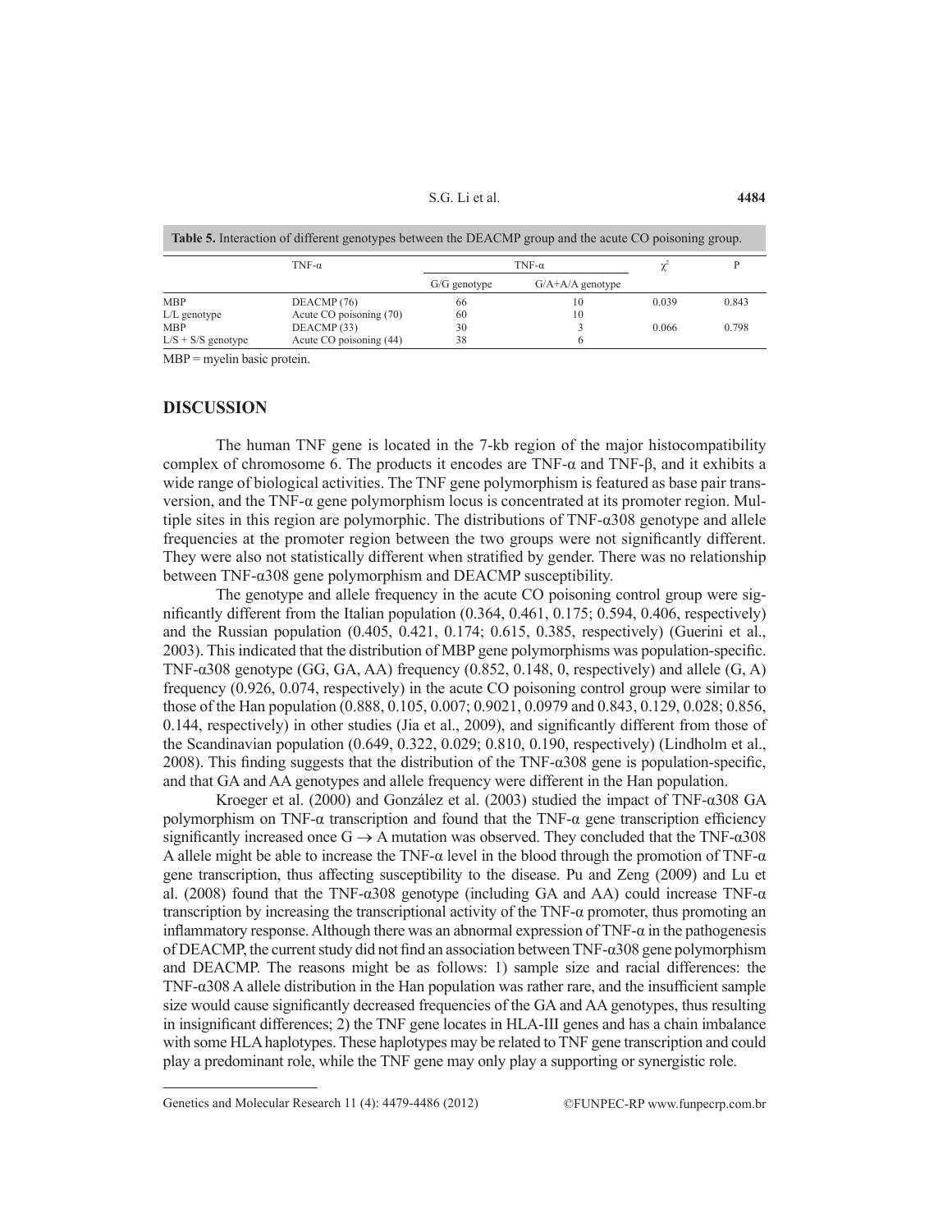**Table 5.** Interaction of different genotypes between the DEACMP group and the acute CO poisoning group.

| | TNF-α | TNF-α | | $\chi^2$ | P |
|---|---|---|---|---|---|
| | | G/G genotype | G/A+A/A genotype | | |
| MBP | DEACMP (76) | 66 | 10 | 0.039 | 0.843 |
| L/L genotype | Acute CO poisoning (70) | 60 | 10 | | |
| MBP | DEACMP (33) | 30 | 3 | 0.066 | 0.798 |
| L/S + S/S genotype | Acute CO poisoning (44) | 38 | 6 | | |

MBP = myelin basic protein.

## DISCUSSION

The human TNF gene is located in the 7-kb region of the major histocompatibility complex of chromosome 6. The products it encodes are TNF-α and TNF-β, and it exhibits a wide range of biological activities. The TNF gene polymorphism is featured as base pair transversion, and the TNF-α gene polymorphism locus is concentrated at its promoter region. Multiple sites in this region are polymorphic. The distributions of TNF-α308 genotype and allele frequencies at the promoter region between the two groups were not significantly different. They were also not statistically different when stratified by gender. There was no relationship between TNF-α308 gene polymorphism and DEACMP susceptibility.

The genotype and allele frequency in the acute CO poisoning control group were significantly different from the Italian population (0.364, 0.461, 0.175; 0.594, 0.406, respectively) and the Russian population (0.405, 0.421, 0.174; 0.615, 0.385, respectively) (Guerini et al., 2003). This indicated that the distribution of MBP gene polymorphisms was population-specific. TNF-α308 genotype (GG, GA, AA) frequency (0.852, 0.148, 0, respectively) and allele (G, A) frequency (0.926, 0.074, respectively) in the acute CO poisoning control group were similar to those of the Han population (0.888, 0.105, 0.007; 0.9021, 0.0979 and 0.843, 0.129, 0.028; 0.856, 0.144, respectively) in other studies (Jia et al., 2009), and significantly different from those of the Scandinavian population (0.649, 0.322, 0.029; 0.810, 0.190, respectively) (Lindholm et al., 2008). This finding suggests that the distribution of the TNF-α308 gene is population-specific, and that GA and AA genotypes and allele frequency were different in the Han population.

Kroeger et al. (2000) and González et al. (2003) studied the impact of TNF-α308 GA polymorphism on TNF-α transcription and found that the TNF-α gene transcription efficiency significantly increased once G $\rightarrow$ A mutation was observed. They concluded that the TNF-α308 A allele might be able to increase the TNF-α level in the blood through the promotion of TNF-α gene transcription, thus affecting susceptibility to the disease. Pu and Zeng (2009) and Lu et al. (2008) found that the TNF-α308 genotype (including GA and AA) could increase TNF-α transcription by increasing the transcriptional activity of the TNF-α promoter, thus promoting an inflammatory response. Although there was an abnormal expression of TNF-α in the pathogenesis of DEACMP, the current study did not find an association between TNF-α308 gene polymorphism and DEACMP. The reasons might be as follows: 1) sample size and racial differences: the TNF-α308 A allele distribution in the Han population was rather rare, and the insufficient sample size would cause significantly decreased frequencies of the GA and AA genotypes, thus resulting in insignificant differences; 2) the TNF gene locates in HLA-III genes and has a chain imbalance with some HLA haplotypes. These haplotypes may be related to TNF gene transcription and could play a predominant role, while the TNF gene may only play a supporting or synergistic role.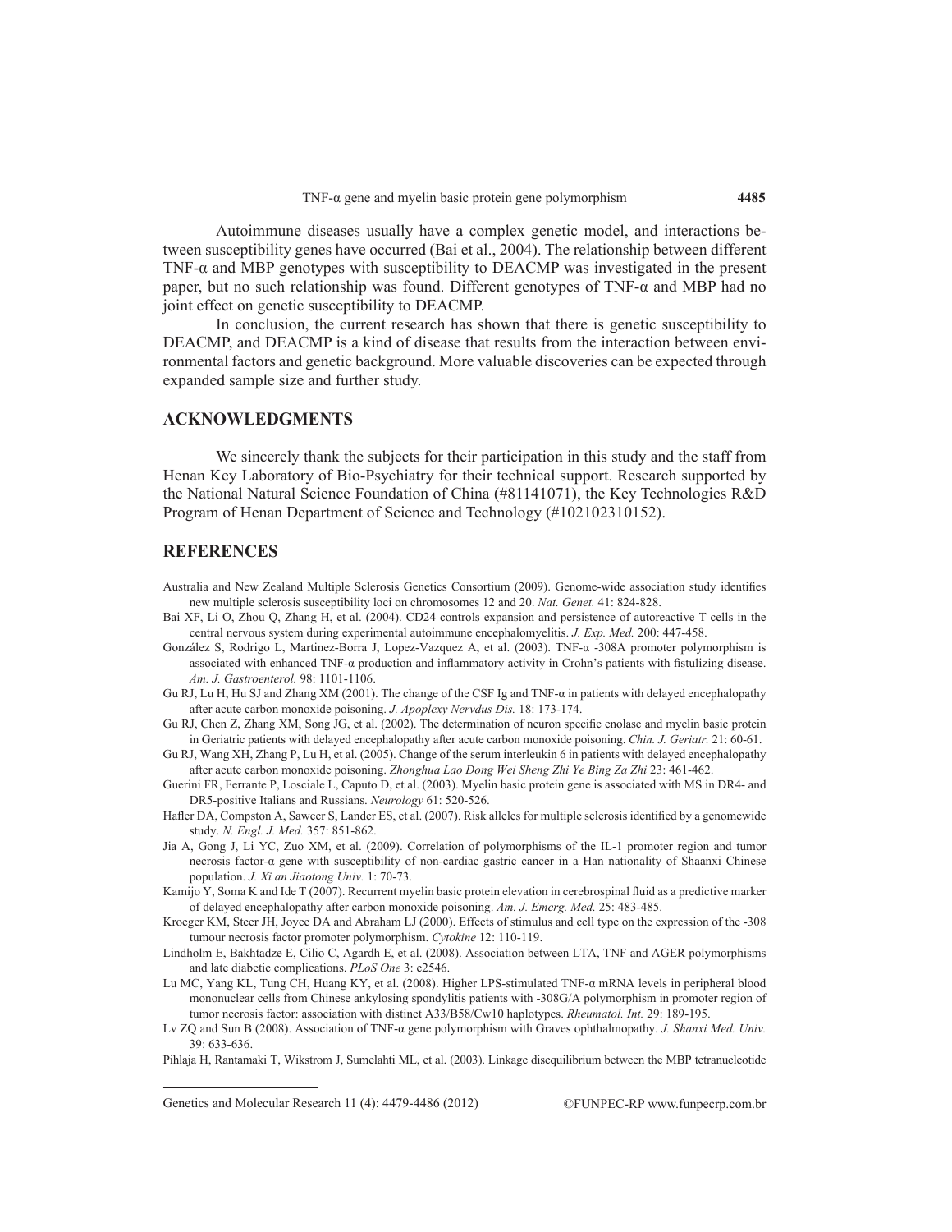Autoimmune diseases usually have a complex genetic model, and interactions between susceptibility genes have occurred (Bai et al., 2004). The relationship between different TNF-α and MBP genotypes with susceptibility to DEACMP was investigated in the present paper, but no such relationship was found. Different genotypes of TNF-α and MBP had no joint effect on genetic susceptibility to DEACMP.

In conclusion, the current research has shown that there is genetic susceptibility to DEACMP, and DEACMP is a kind of disease that results from the interaction between environmental factors and genetic background. More valuable discoveries can be expected through expanded sample size and further study.

## ACKNOWLEDGMENTS

We sincerely thank the subjects for their participation in this study and the staff from Henan Key Laboratory of Bio-Psychiatry for their technical support. Research supported by the National Natural Science Foundation of China (#81141071), the Key Technologies R&D Program of Henan Department of Science and Technology (#102102310152).

## REFERENCES

Australia and New Zealand Multiple Sclerosis Genetics Consortium (2009). Genome-wide association study identifies new multiple sclerosis susceptibility loci on chromosomes 12 and 20. *Nat. Genet.* 41: 824-828.

Bai XF, Li O, Zhou Q, Zhang H, et al. (2004). CD24 controls expansion and persistence of autoreactive T cells in the central nervous system during experimental autoimmune encephalomyelitis. *J. Exp. Med.* 200: 447-458.

González S, Rodrigo L, Martinez-Borra J, Lopez-Vazquez A, et al. (2003). TNF-α -308A promoter polymorphism is associated with enhanced TNF-α production and inflammatory activity in Crohn's patients with fistulizing disease. *Am. J. Gastroenterol.* 98: 1101-1106.

Gu RJ, Lu H, Hu SJ and Zhang XM (2001). The change of the CSF Ig and TNF-α in patients with delayed encephalopathy after acute carbon monoxide poisoning. *J. Apoplexy Nervdus Dis.* 18: 173-174.

Gu RJ, Chen Z, Zhang XM, Song JG, et al. (2002). The determination of neuron specific enolase and myelin basic protein in Geriatric patients with delayed encephalopathy after acute carbon monoxide poisoning. *Chin. J. Geriatr.* 21: 60-61.

Gu RJ, Wang XH, Zhang P, Lu H, et al. (2005). Change of the serum interleukin 6 in patients with delayed encephalopathy after acute carbon monoxide poisoning. *Zhonghua Lao Dong Wei Sheng Zhi Ye Bing Za Zhi* 23: 461-462.

Guerini FR, Ferrante P, Losciale L, Caputo D, et al. (2003). Myelin basic protein gene is associated with MS in DR4- and DR5-positive Italians and Russians. *Neurology* 61: 520-526.

Hafler DA, Compston A, Sawcer S, Lander ES, et al. (2007). Risk alleles for multiple sclerosis identified by a genomewide study. *N. Engl. J. Med.* 357: 851-862.

Jia A, Gong J, Li YC, Zuo XM, et al. (2009). Correlation of polymorphisms of the IL-1 promoter region and tumor necrosis factor-α gene with susceptibility of non-cardiac gastric cancer in a Han nationality of Shaanxi Chinese population. *J. Xi an Jiaotong Univ.* 1: 70-73.

Kamijo Y, Soma K and Ide T (2007). Recurrent myelin basic protein elevation in cerebrospinal fluid as a predictive marker of delayed encephalopathy after carbon monoxide poisoning. *Am. J. Emerg. Med.* 25: 483-485.

Kroeger KM, Steer JH, Joyce DA and Abraham LJ (2000). Effects of stimulus and cell type on the expression of the -308 tumour necrosis factor promoter polymorphism. *Cytokine* 12: 110-119.

Lindholm E, Bakhtadze E, Cilio C, Agardh E, et al. (2008). Association between LTA, TNF and AGER polymorphisms and late diabetic complications. *PLoS One* 3: e2546.

Lu MC, Yang KL, Tung CH, Huang KY, et al. (2008). Higher LPS-stimulated TNF-α mRNA levels in peripheral blood mononuclear cells from Chinese ankylosing spondylitis patients with -308G/A polymorphism in promoter region of tumor necrosis factor: association with distinct A33/B58/Cw10 haplotypes. *Rheumatol. Int.* 29: 189-195.

Lv ZQ and Sun B (2008). Association of TNF-α gene polymorphism with Graves ophthalmopathy. *J. Shanxi Med. Univ.* 39: 633-636.

Pihlaja H, Rantamaki T, Wikstrom J, Sumelahti ML, et al. (2003). Linkage disequilibrium between the MBP tetranucleotide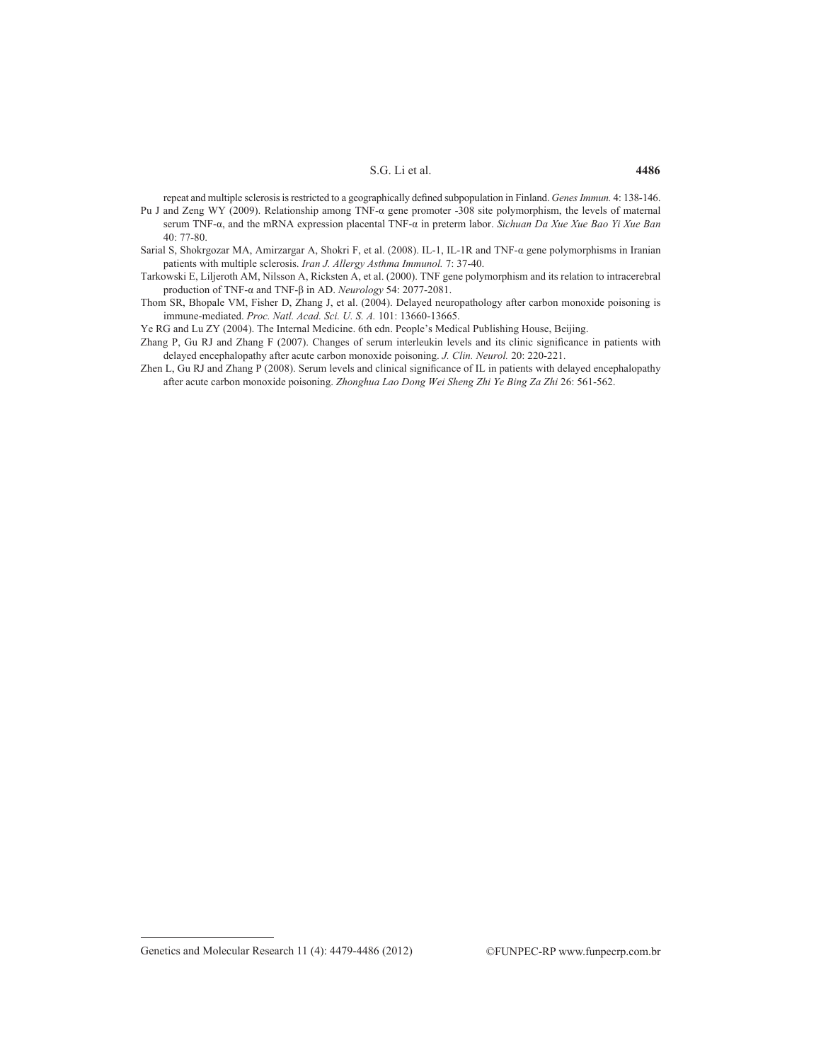repeat and multiple sclerosis is restricted to a geographically defined subpopulation in Finland. *Genes Immun.* 4: 138-146.

Pu J and Zeng WY (2009). Relationship among TNF-α gene promoter -308 site polymorphism, the levels of maternal serum TNF-α, and the mRNA expression placental TNF-α in preterm labor. *Sichuan Da Xue Xue Bao Yi Xue Ban* 40: 77-80.

Sarial S, Shokrgozar MA, Amirzargar A, Shokri F, et al. (2008). IL-1, IL-1R and TNF-α gene polymorphisms in Iranian patients with multiple sclerosis. *Iran J. Allergy Asthma Immunol.* 7: 37-40.

Tarkowski E, Liljeroth AM, Nilsson A, Ricksten A, et al. (2000). TNF gene polymorphism and its relation to intracerebral production of TNF-α and TNF-β in AD. *Neurology* 54: 2077-2081.

Thom SR, Bhopale VM, Fisher D, Zhang J, et al. (2004). Delayed neuropathology after carbon monoxide poisoning is immune-mediated. *Proc. Natl. Acad. Sci. U. S. A.* 101: 13660-13665.

Ye RG and Lu ZY (2004). The Internal Medicine. 6th edn. People's Medical Publishing House, Beijing.

Zhang P, Gu RJ and Zhang F (2007). Changes of serum interleukin levels and its clinic significance in patients with delayed encephalopathy after acute carbon monoxide poisoning. *J. Clin. Neurol.* 20: 220-221.

Zhen L, Gu RJ and Zhang P (2008). Serum levels and clinical significance of IL in patients with delayed encephalopathy after acute carbon monoxide poisoning. *Zhonghua Lao Dong Wei Sheng Zhi Ye Bing Za Zhi* 26: 561-562.